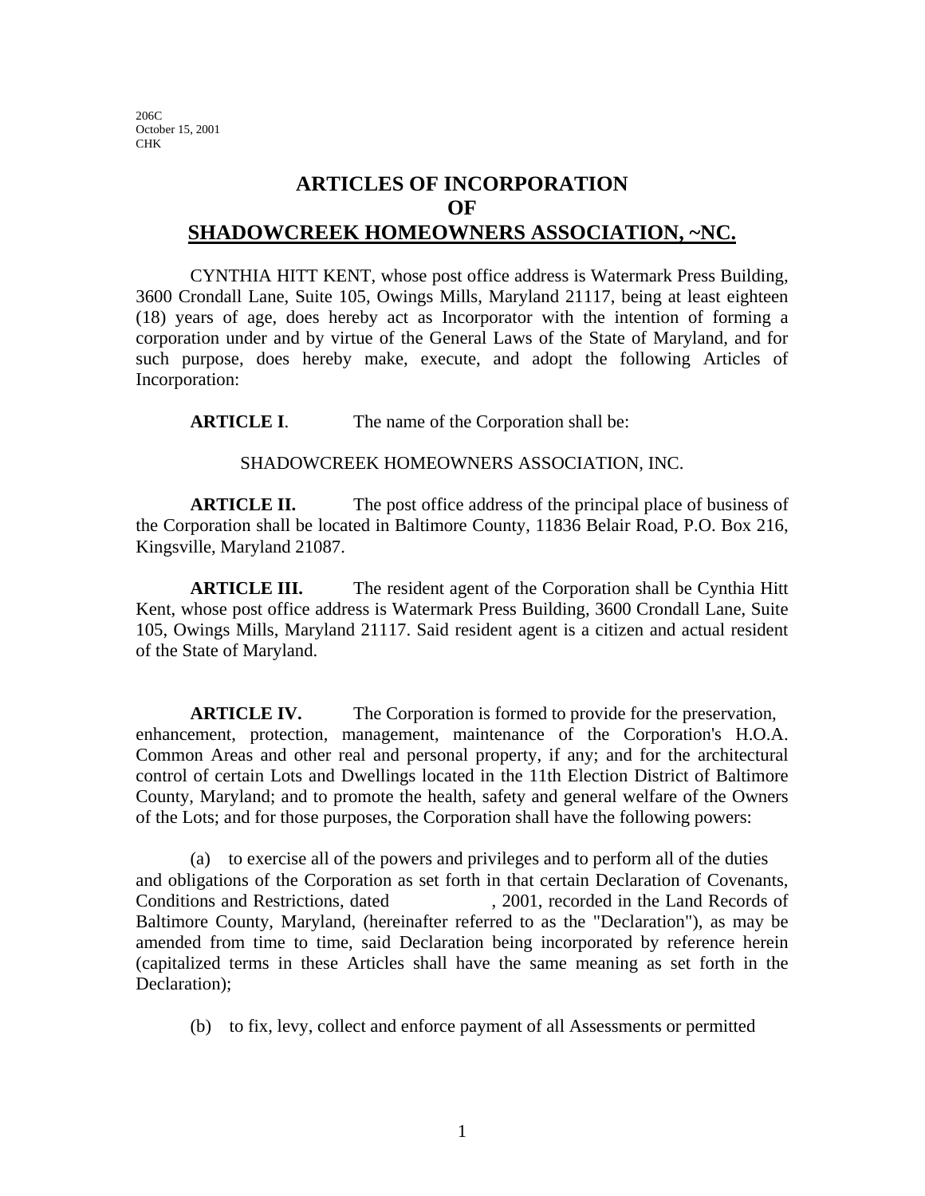206C
October 15, 2001
CHK

# ARTICLES OF INCORPORATION
# OF
# SHADOWCREEK HOMEOWNERS ASSOCIATION, ~NC.

CYNTHIA HITT KENT, whose post office address is Watermark Press Building, 3600 Crondall Lane, Suite 105, Owings Mills, Maryland 21117, being at least eighteen (18) years of age, does hereby act as Incorporator with the intention of forming a corporation under and by virtue of the General Laws of the State of Maryland, and for such purpose, does hereby make, execute, and adopt the following Articles of Incorporation:

**ARTICLE I**. The name of the Corporation shall be:

SHADOWCREEK HOMEOWNERS ASSOCIATION, INC.

**ARTICLE II.** The post office address of the principal place of business of the Corporation shall be located in Baltimore County, 11836 Belair Road, P.O. Box 216, Kingsville, Maryland 21087.

**ARTICLE III.** The resident agent of the Corporation shall be Cynthia Hitt Kent, whose post office address is Watermark Press Building, 3600 Crondall Lane, Suite 105, Owings Mills, Maryland 21117. Said resident agent is a citizen and actual resident of the State of Maryland.

**ARTICLE IV.** The Corporation is formed to provide for the preservation, enhancement, protection, management, maintenance of the Corporation's H.O.A. Common Areas and other real and personal property, if any; and for the architectural control of certain Lots and Dwellings located in the 11th Election District of Baltimore County, Maryland; and to promote the health, safety and general welfare of the Owners of the Lots; and for those purposes, the Corporation shall have the following powers:

(a) to exercise all of the powers and privileges and to perform all of the duties and obligations of the Corporation as set forth in that certain Declaration of Covenants, Conditions and Restrictions, dated , 2001, recorded in the Land Records of Baltimore County, Maryland, (hereinafter referred to as the "Declaration"), as may be amended from time to time, said Declaration being incorporated by reference herein (capitalized terms in these Articles shall have the same meaning as set forth in the Declaration);

(b) to fix, levy, collect and enforce payment of all Assessments or permitted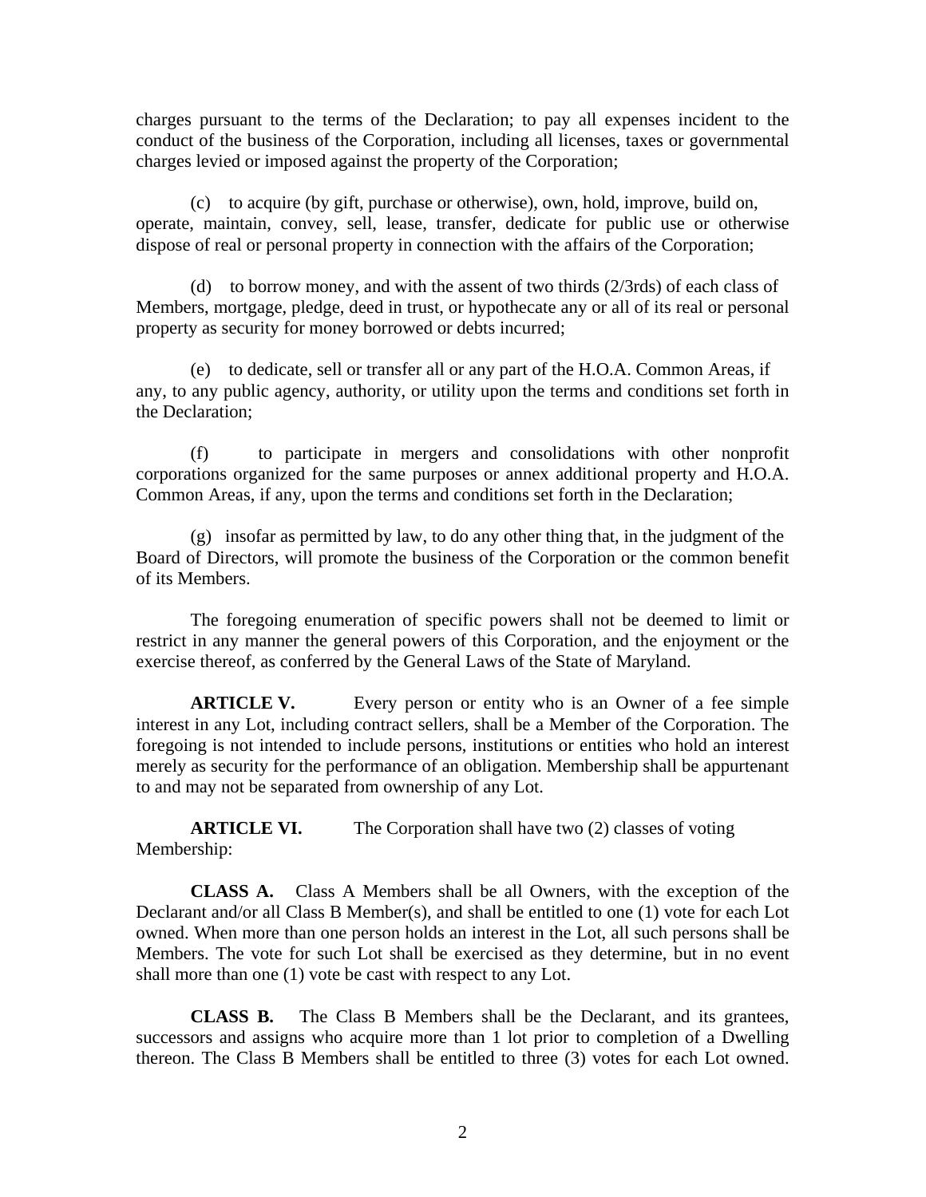charges pursuant to the terms of the Declaration; to pay all expenses incident to the conduct of the business of the Corporation, including all licenses, taxes or governmental charges levied or imposed against the property of the Corporation;

(c) to acquire (by gift, purchase or otherwise), own, hold, improve, build on, operate, maintain, convey, sell, lease, transfer, dedicate for public use or otherwise dispose of real or personal property in connection with the affairs of the Corporation;

(d) to borrow money, and with the assent of two thirds (2/3rds) of each class of Members, mortgage, pledge, deed in trust, or hypothecate any or all of its real or personal property as security for money borrowed or debts incurred;

(e) to dedicate, sell or transfer all or any part of the H.O.A. Common Areas, if any, to any public agency, authority, or utility upon the terms and conditions set forth in the Declaration;

(f) to participate in mergers and consolidations with other nonprofit corporations organized for the same purposes or annex additional property and H.O.A. Common Areas, if any, upon the terms and conditions set forth in the Declaration;

(g) insofar as permitted by law, to do any other thing that, in the judgment of the Board of Directors, will promote the business of the Corporation or the common benefit of its Members.

The foregoing enumeration of specific powers shall not be deemed to limit or restrict in any manner the general powers of this Corporation, and the enjoyment or the exercise thereof, as conferred by the General Laws of the State of Maryland.

**ARTICLE V.** Every person or entity who is an Owner of a fee simple interest in any Lot, including contract sellers, shall be a Member of the Corporation. The foregoing is not intended to include persons, institutions or entities who hold an interest merely as security for the performance of an obligation. Membership shall be appurtenant to and may not be separated from ownership of any Lot.

**ARTICLE VI.** The Corporation shall have two (2) classes of voting Membership:

**CLASS A.** Class A Members shall be all Owners, with the exception of the Declarant and/or all Class B Member(s), and shall be entitled to one (1) vote for each Lot owned. When more than one person holds an interest in the Lot, all such persons shall be Members. The vote for such Lot shall be exercised as they determine, but in no event shall more than one (1) vote be cast with respect to any Lot.

**CLASS B.** The Class B Members shall be the Declarant, and its grantees, successors and assigns who acquire more than 1 lot prior to completion of a Dwelling thereon. The Class B Members shall be entitled to three (3) votes for each Lot owned.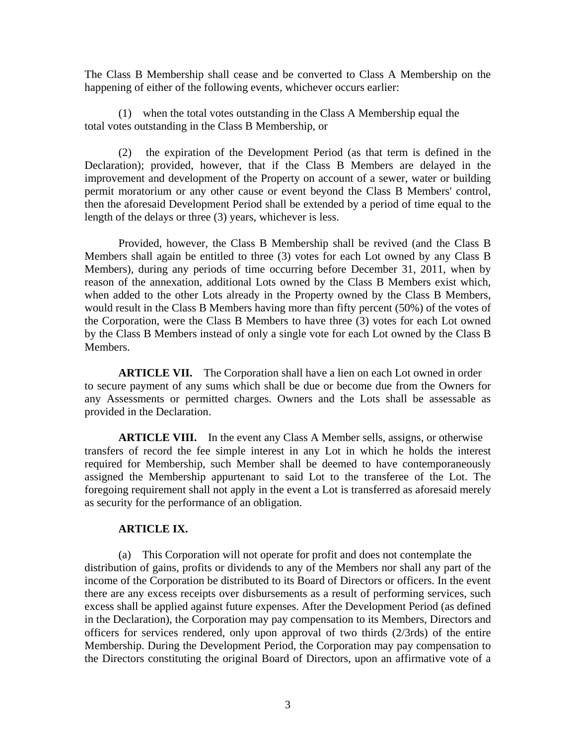The Class B Membership shall cease and be converted to Class A Membership on the happening of either of the following events, whichever occurs earlier:

(1) when the total votes outstanding in the Class A Membership equal the total votes outstanding in the Class B Membership, or

(2) the expiration of the Development Period (as that term is defined in the Declaration); provided, however, that if the Class B Members are delayed in the improvement and development of the Property on account of a sewer, water or building permit moratorium or any other cause or event beyond the Class B Members' control, then the aforesaid Development Period shall be extended by a period of time equal to the length of the delays or three (3) years, whichever is less.

Provided, however, the Class B Membership shall be revived (and the Class B Members shall again be entitled to three (3) votes for each Lot owned by any Class B Members), during any periods of time occurring before December 31, 2011, when by reason of the annexation, additional Lots owned by the Class B Members exist which, when added to the other Lots already in the Property owned by the Class B Members, would result in the Class B Members having more than fifty percent (50%) of the votes of the Corporation, were the Class B Members to have three (3) votes for each Lot owned by the Class B Members instead of only a single vote for each Lot owned by the Class B Members.

**ARTICLE VII.** The Corporation shall have a lien on each Lot owned in order to secure payment of any sums which shall be due or become due from the Owners for any Assessments or permitted charges. Owners and the Lots shall be assessable as provided in the Declaration.

**ARTICLE VIII.** In the event any Class A Member sells, assigns, or otherwise transfers of record the fee simple interest in any Lot in which he holds the interest required for Membership, such Member shall be deemed to have contemporaneously assigned the Membership appurtenant to said Lot to the transferee of the Lot. The foregoing requirement shall not apply in the event a Lot is transferred as aforesaid merely as security for the performance of an obligation.

**ARTICLE IX.**

(a) This Corporation will not operate for profit and does not contemplate the distribution of gains, profits or dividends to any of the Members nor shall any part of the income of the Corporation be distributed to its Board of Directors or officers. In the event there are any excess receipts over disbursements as a result of performing services, such excess shall be applied against future expenses. After the Development Period (as defined in the Declaration), the Corporation may pay compensation to its Members, Directors and officers for services rendered, only upon approval of two thirds (2/3rds) of the entire Membership. During the Development Period, the Corporation may pay compensation to the Directors constituting the original Board of Directors, upon an affirmative vote of a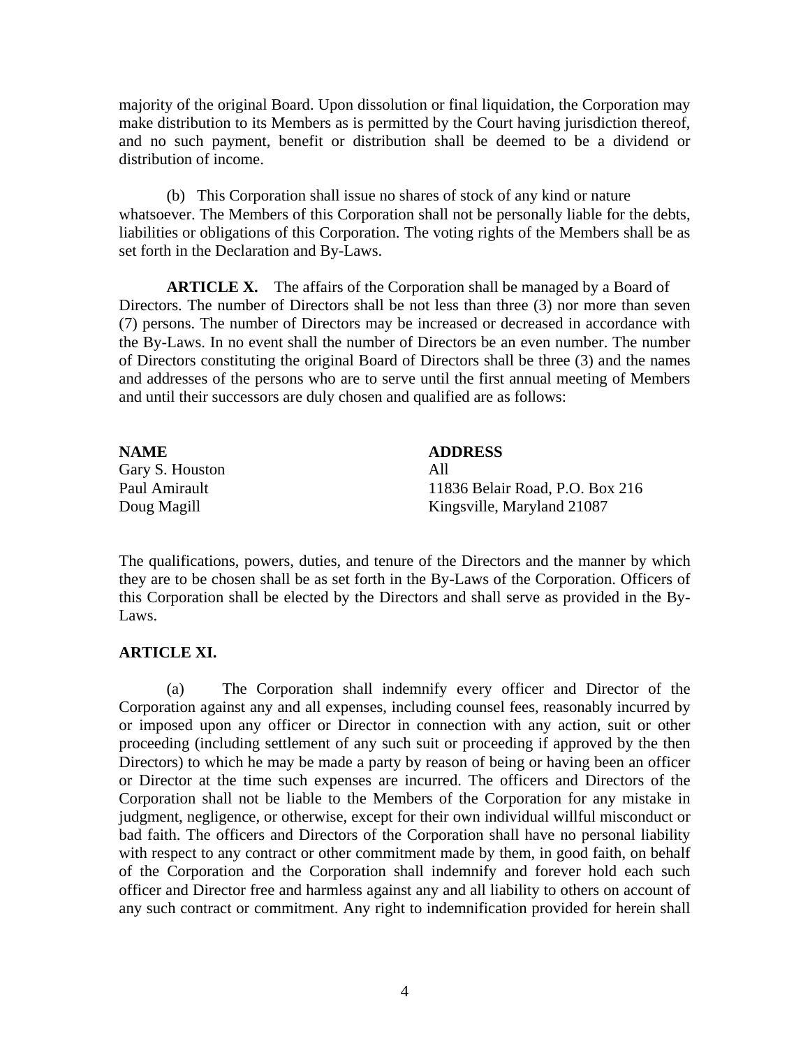majority of the original Board. Upon dissolution or final liquidation, the Corporation may make distribution to its Members as is permitted by the Court having jurisdiction thereof, and no such payment, benefit or distribution shall be deemed to be a dividend or distribution of income.

(b) This Corporation shall issue no shares of stock of any kind or nature whatsoever. The Members of this Corporation shall not be personally liable for the debts, liabilities or obligations of this Corporation. The voting rights of the Members shall be as set forth in the Declaration and By-Laws.

**ARTICLE X.** The affairs of the Corporation shall be managed by a Board of Directors. The number of Directors shall be not less than three (3) nor more than seven (7) persons. The number of Directors may be increased or decreased in accordance with the By-Laws. In no event shall the number of Directors be an even number. The number of Directors constituting the original Board of Directors shall be three (3) and the names and addresses of the persons who are to serve until the first annual meeting of Members and until their successors are duly chosen and qualified are as follows:

| **NAME** | **ADDRESS** |
| --- | --- |
| Gary S. Houston | All |
| Paul Amirault | 11836 Belair Road, P.O. Box 216 |
| Doug Magill | Kingsville, Maryland 21087 |

The qualifications, powers, duties, and tenure of the Directors and the manner by which they are to be chosen shall be as set forth in the By-Laws of the Corporation. Officers of this Corporation shall be elected by the Directors and shall serve as provided in the By-Laws.

**ARTICLE XI.**

(a) The Corporation shall indemnify every officer and Director of the Corporation against any and all expenses, including counsel fees, reasonably incurred by or imposed upon any officer or Director in connection with any action, suit or other proceeding (including settlement of any such suit or proceeding if approved by the then Directors) to which he may be made a party by reason of being or having been an officer or Director at the time such expenses are incurred. The officers and Directors of the Corporation shall not be liable to the Members of the Corporation for any mistake in judgment, negligence, or otherwise, except for their own individual willful misconduct or bad faith. The officers and Directors of the Corporation shall have no personal liability with respect to any contract or other commitment made by them, in good faith, on behalf of the Corporation and the Corporation shall indemnify and forever hold each such officer and Director free and harmless against any and all liability to others on account of any such contract or commitment. Any right to indemnification provided for herein shall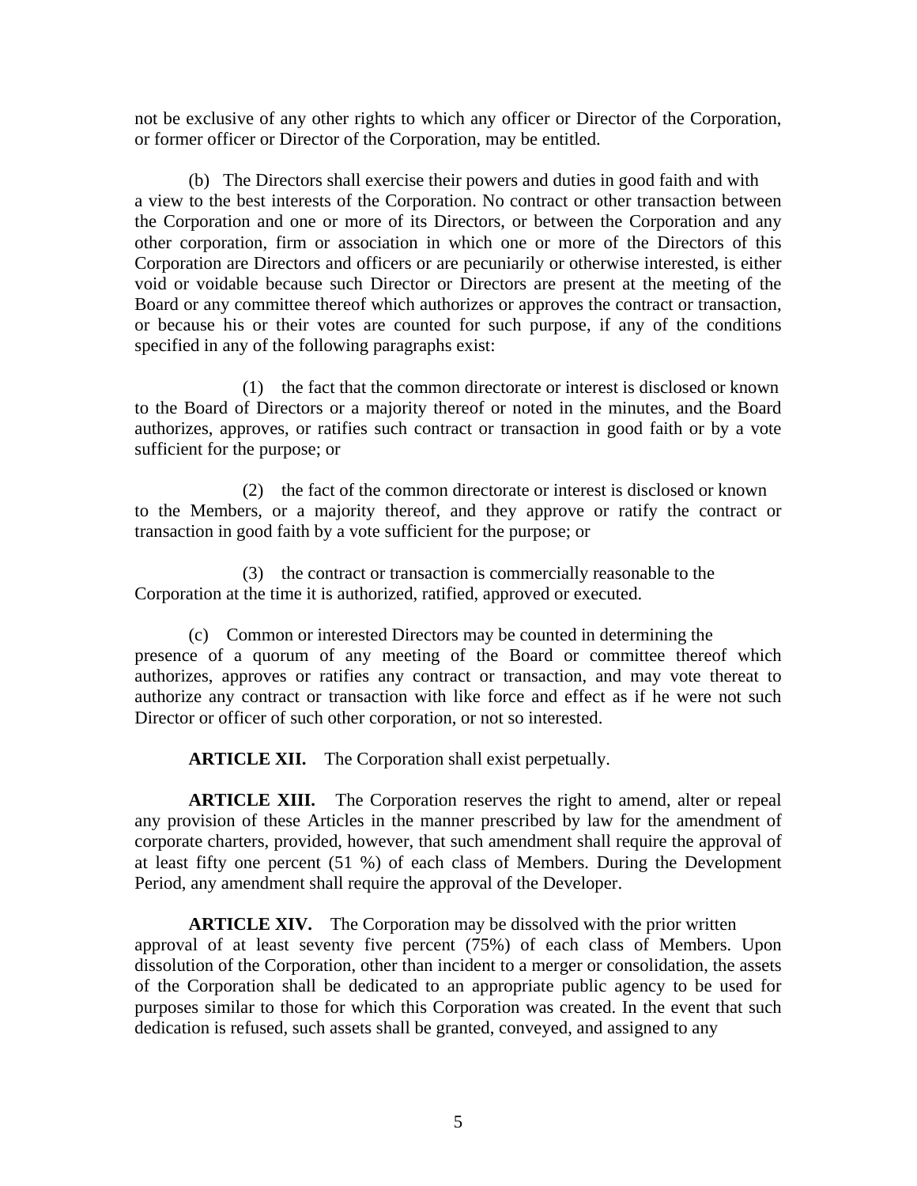not be exclusive of any other rights to which any officer or Director of the Corporation, or former officer or Director of the Corporation, may be entitled.

(b) The Directors shall exercise their powers and duties in good faith and with a view to the best interests of the Corporation. No contract or other transaction between the Corporation and one or more of its Directors, or between the Corporation and any other corporation, firm or association in which one or more of the Directors of this Corporation are Directors and officers or are pecuniarily or otherwise interested, is either void or voidable because such Director or Directors are present at the meeting of the Board or any committee thereof which authorizes or approves the contract or transaction, or because his or their votes are counted for such purpose, if any of the conditions specified in any of the following paragraphs exist:

(1) the fact that the common directorate or interest is disclosed or known to the Board of Directors or a majority thereof or noted in the minutes, and the Board authorizes, approves, or ratifies such contract or transaction in good faith or by a vote sufficient for the purpose; or

(2) the fact of the common directorate or interest is disclosed or known to the Members, or a majority thereof, and they approve or ratify the contract or transaction in good faith by a vote sufficient for the purpose; or

(3) the contract or transaction is commercially reasonable to the Corporation at the time it is authorized, ratified, approved or executed.

(c) Common or interested Directors may be counted in determining the presence of a quorum of any meeting of the Board or committee thereof which authorizes, approves or ratifies any contract or transaction, and may vote thereat to authorize any contract or transaction with like force and effect as if he were not such Director or officer of such other corporation, or not so interested.

**ARTICLE XII.** The Corporation shall exist perpetually.

**ARTICLE XIII.** The Corporation reserves the right to amend, alter or repeal any provision of these Articles in the manner prescribed by law for the amendment of corporate charters, provided, however, that such amendment shall require the approval of at least fifty one percent (51 %) of each class of Members. During the Development Period, any amendment shall require the approval of the Developer.

**ARTICLE XIV.** The Corporation may be dissolved with the prior written approval of at least seventy five percent (75%) of each class of Members. Upon dissolution of the Corporation, other than incident to a merger or consolidation, the assets of the Corporation shall be dedicated to an appropriate public agency to be used for purposes similar to those for which this Corporation was created. In the event that such dedication is refused, such assets shall be granted, conveyed, and assigned to any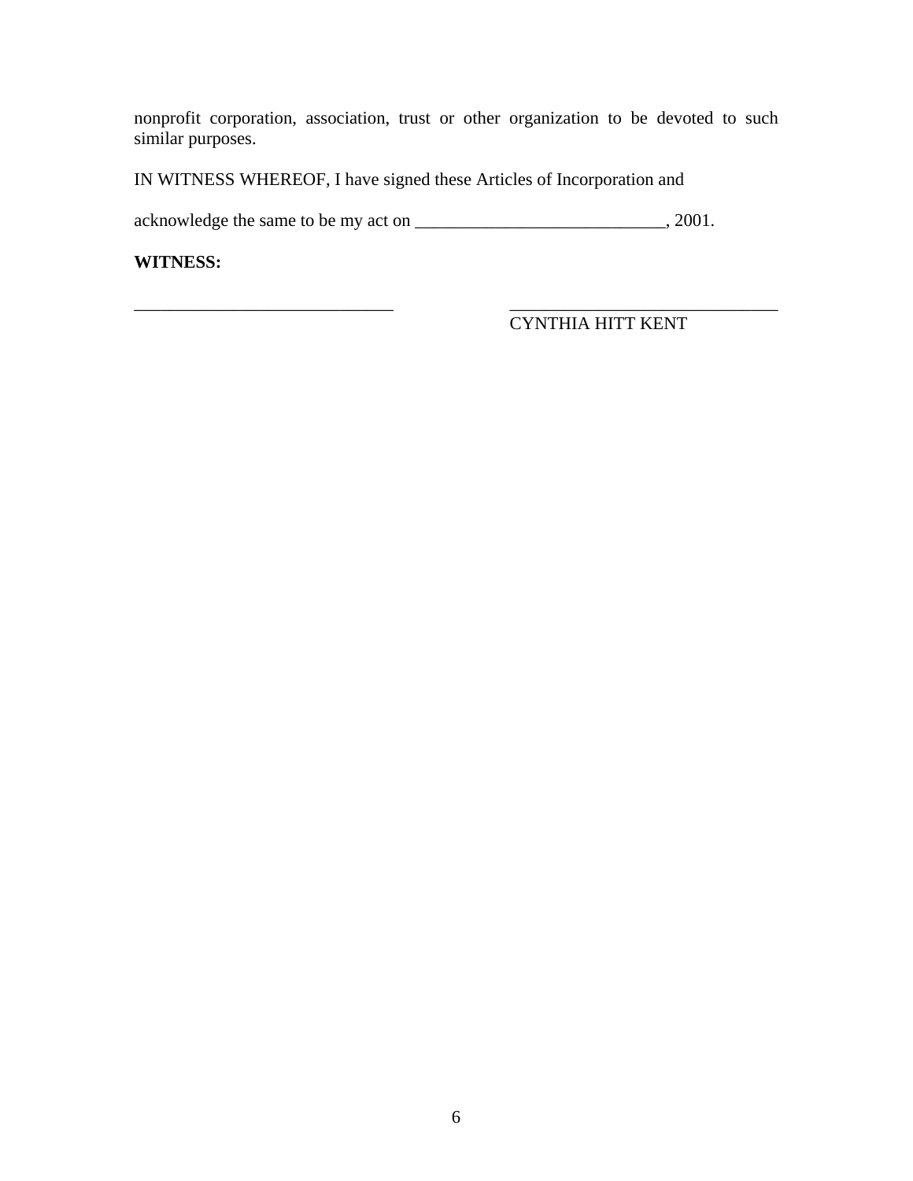nonprofit corporation, association, trust or other organization to be devoted to such similar purposes.

IN WITNESS WHEREOF, I have signed these Articles of Incorporation and

acknowledge the same to be my act on ____________________________, 2001.

**WITNESS:**

_____________________________ _______________________________
CYNTHIA HITT KENT